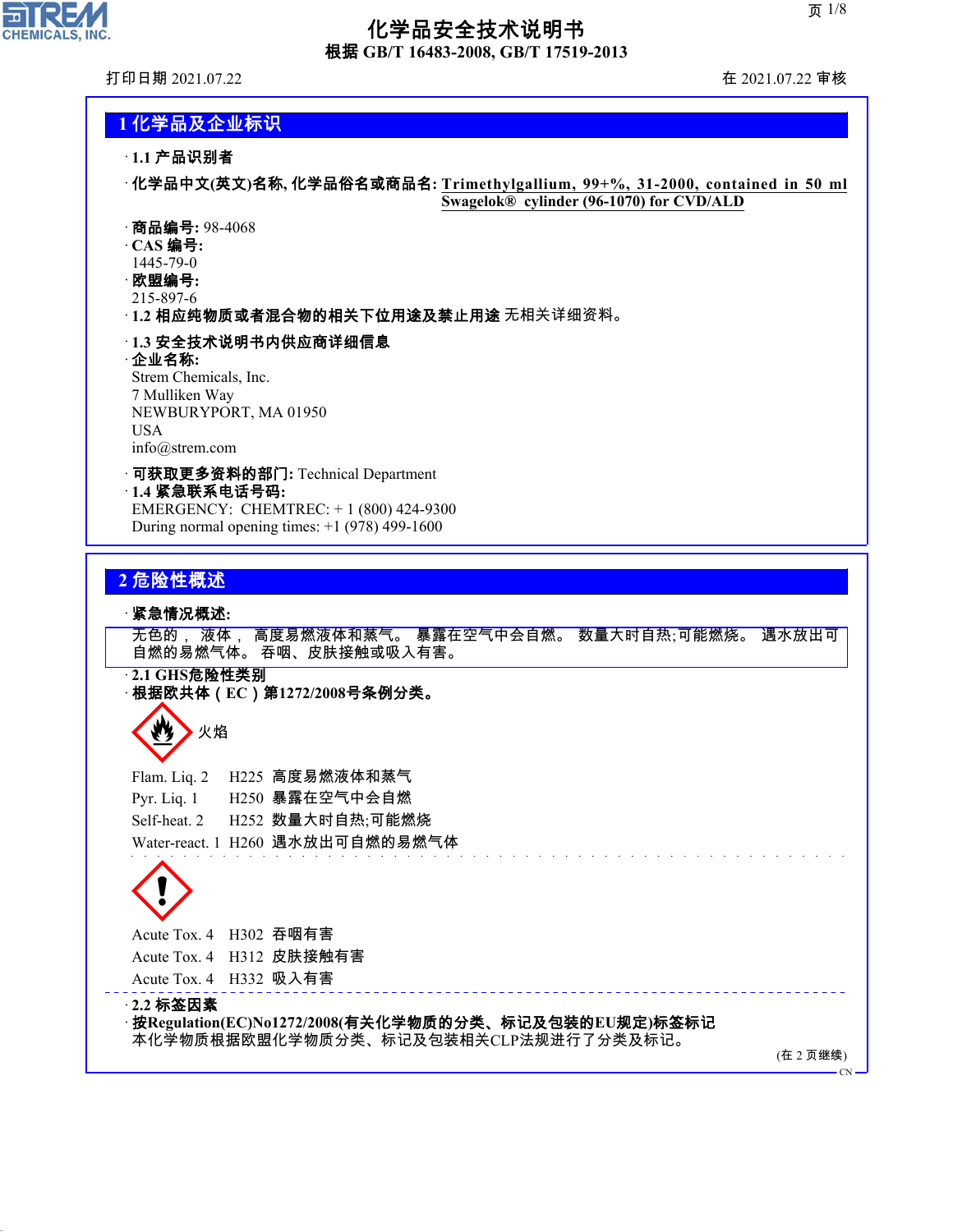# 化学品安全技术说明书

**根据 GB/T 16483-2008, GB/T 17519-2013**

打印日期 2021.07.22　　在 2021.07.22 审核

## 1 化学品及企业标识

· **1.1 产品识别者**

· **化学品中文(英文)名称, 化学品俗名或商品名:** **Trimethylgallium, 99+%, 31-2000, contained in 50 ml Swagelok® cylinder (96-1070) for CVD/ALD**

· **商品编号:** 98-4068
· **CAS 编号:**
1445-79-0
· **欧盟编号:**
215-897-6
· **1.2 相应纯物质或者混合物的相关下位用途及禁止用途** 无相关详细资料。

· **1.3 安全技术说明书内供应商详细信息**
· **企业名称:**
Strem Chemicals, Inc.
7 Mulliken Way
NEWBURYPORT, MA 01950
USA
info@strem.com

· **可获取更多资料的部门:** Technical Department
· **1.4 紧急联系电话号码:**
EMERGENCY: CHEMTREC: + 1 (800) 424-9300
During normal opening times: +1 (978) 499-1600

## 2 危险性概述

· **紧急情况概述:**

无色的， 液体， 高度易燃液体和蒸气。 暴露在空气中会自燃。 数量大时自热;可能燃烧。 遇水放出可自燃的易燃气体。 吞咽、皮肤接触或吸入有害。

· **2.1 GHS危险性类别**
· **根据欧共体（EC）第1272/2008号条例分类。**

火焰

Flam. Liq. 2　H225　高度易燃液体和蒸气
Pyr. Liq. 1　H250　暴露在空气中会自燃
Self-heat. 2　H252　数量大时自热;可能燃烧
Water-react. 1　H260　遇水放出可自燃的易燃气体

Acute Tox. 4　H302　吞咽有害
Acute Tox. 4　H312　皮肤接触有害
Acute Tox. 4　H332　吸入有害

· **2.2 标签因素**
· **按Regulation(EC)No1272/2008(有关化学物质的分类、标记及包装的EU规定)标签标记**
本化学物质根据欧盟化学物质分类、标记及包装相关CLP法规进行了分类及标记。

(在 2 页继续)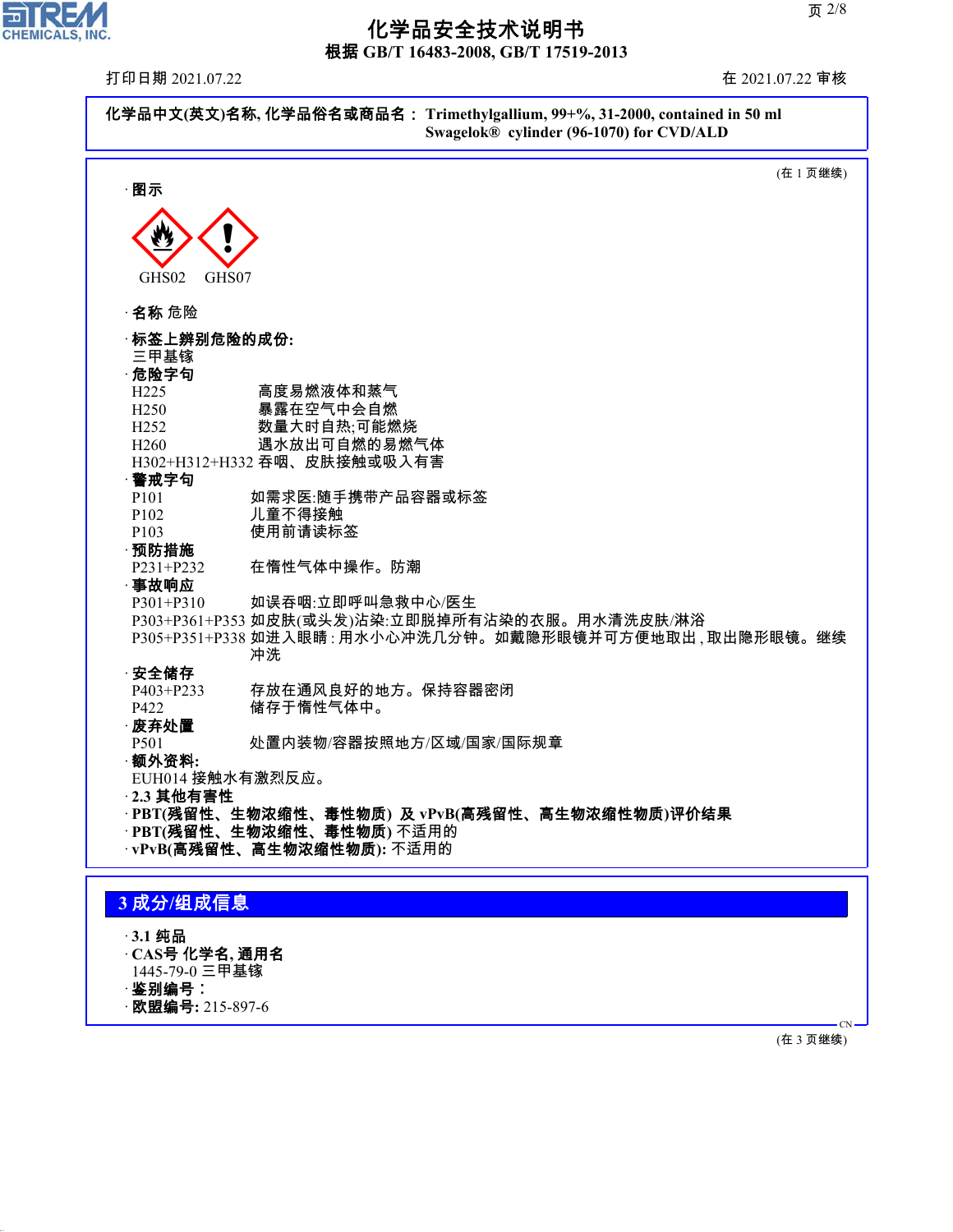**化学品中文(英文)名称, 化学品俗名或商品名： Trimethylgallium, 99+%, 31-2000, contained in 50 ml Swagelok® cylinder (96-1070) for CVD/ALD**

(在 1 页继续)

· **图示**

GHS02 GHS07

· **名称** 危险

· **标签上辨别危险的成份:**
三甲基镓

· **危险字句**

H225 高度易燃液体和蒸气
H250 暴露在空气中会自燃
H252 数量大时自热;可能燃烧
H260 遇水放出可自燃的易燃气体
H302+H312+H332 吞咽、皮肤接触或吸入有害

· **警戒字句**

P101 如需求医:随手携带产品容器或标签
P102 儿童不得接触
P103 使用前请读标签

· **预防措施**

P231+P232 在惰性气体中操作。防潮

· **事故响应**

P301+P310 如误吞咽:立即呼叫急救中心/医生
P303+P361+P353 如皮肤(或头发)沾染:立即脱掉所有沾染的衣服。用水清洗皮肤/淋浴
P305+P351+P338 如进入眼睛：用水小心冲洗几分钟。如戴隐形眼镜并可方便地取出，取出隐形眼镜。继续冲洗

· **安全储存**

P403+P233 存放在通风良好的地方。保持容器密闭
P422 储存于惰性气体中。

· **废弃处置**

P501 处置内装物/容器按照地方/区域/国家/国际规章

· **额外资料:**
EUH014 接触水有激烈反应。

· **2.3 其他有害性**
· **PBT(残留性、生物浓缩性、毒性物质) 及 vPvB(高残留性、高生物浓缩性物质)评价结果**
· **PBT(残留性、生物浓缩性、毒性物质)** 不适用的
· **vPvB(高残留性、高生物浓缩性物质):** 不适用的

## 3 成分/组成信息

· **3.1 纯品**
· **CAS号 化学名, 通用名**
1445-79-0 三甲基镓
· **鉴别编号：**
· **欧盟编号:** 215-897-6

(在 3 页继续)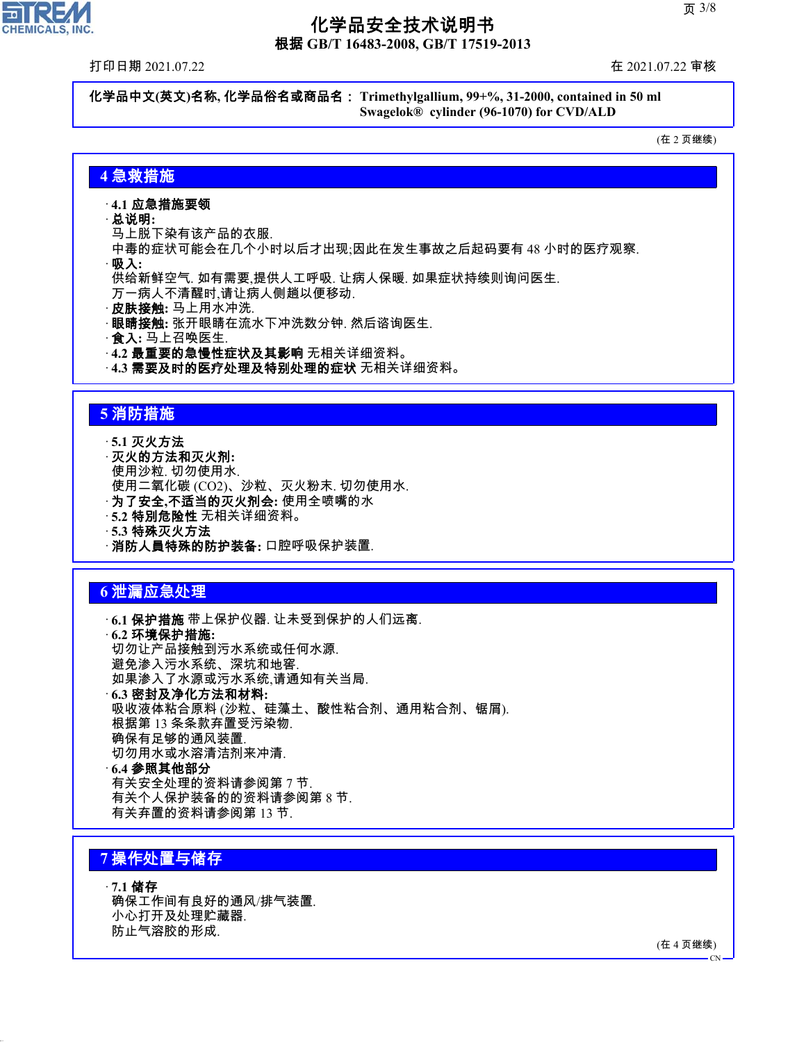**化学品中文(英文)名称, 化学品俗名或商品名： Trimethylgallium, 99+%, 31-2000, contained in 50 ml Swagelok® cylinder (96-1070) for CVD/ALD**

(在 2 页继续)

## 4 急救措施

· **4.1 应急措施要领**
· **总说明:**
马上脱下染有该产品的衣服.
中毒的症状可能会在几个小时以后才出现;因此在发生事故之后起码要有 48 小时的医疗观察.
· **吸入:**
供给新鲜空气. 如有需要,提供人工呼吸. 让病人保暖. 如果症状持续则询问医生.
万一病人不清醒时,请让病人侧趟以便移动.
· **皮肤接触:** 马上用水冲洗.
· **眼睛接触:** 张开眼睛在流水下冲洗数分钟. 然后咨询医生.
· **食入:** 马上召唤医生.
· **4.2 最重要的急慢性症状及其影响** 无相关详细资料。
· **4.3 需要及时的医疗处理及特别处理的症状** 无相关详细资料。

## 5 消防措施

· **5.1 灭火方法**
· **灭火的方法和灭火剂:**
使用沙粒. 切勿使用水.
使用二氧化碳 ($CO_2$)、沙粒、灭火粉末. 切勿使用水.
· **为了安全,不适当的灭火剂会:** 使用全喷嘴的水
· **5.2 特别危险性** 无相关详细资料。
· **5.3 特殊灭火方法**
· **消防人員特殊的防护装备:** 口腔呼吸保护装置.

## 6 泄漏应急处理

· **6.1 保护措施** 带上保护仪器. 让未受到保护的人们远离.
· **6.2 环境保护措施:**
切勿让产品接触到污水系统或任何水源.
避免渗入污水系统、深坑和地窖.
如果渗入了水源或污水系统,请通知有关当局.
· **6.3 密封及净化方法和材料:**
吸收液体粘合原料 (沙粒、硅藻土、酸性粘合剂、通用粘合剂、锯屑).
根据第 13 条条款弃置受污染物.
确保有足够的通风装置.
切勿用水或水溶清洁剂来冲清.
· **6.4 参照其他部分**
有关安全处理的资料请参阅第 7 节.
有关个人保护装备的的资料请参阅第 8 节.
有关弃置的资料请参阅第 13 节.

## 7 操作处置与储存

· **7.1 储存**
确保工作间有良好的通风/排气装置.
小心打开及处理贮藏器.
防止气溶胶的形成.

(在 4 页继续)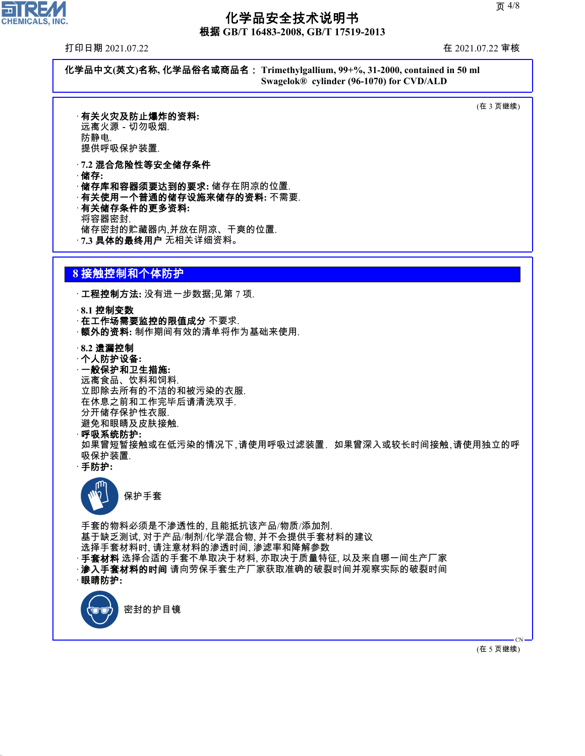化学品中文(英文)名称, 化学品俗名或商品名： Trimethylgallium, 99+%, 31-2000, contained in 50 ml Swagelok® cylinder (96-1070) for CVD/ALD

(在 3 页继续)

· **有关火灾及防止爆炸的资料:**
远离火源 - 切勿吸烟.
防静电.
提供呼吸保护装置.

· **7.2 混合危险性等安全储存条件**
· **储存:**
· **储存库和容器须要达到的要求:** 储存在阴凉的位置.
· **有关使用一个普通的储存设施来储存的资料:** 不需要.
· **有关储存条件的更多资料:**
将容器密封.
储存密封的贮藏器内,并放在阴凉、干爽的位置.
· **7.3 具体的最终用户** 无相关详细资料。

## 8 接触控制和个体防护

· **工程控制方法:** 没有进一步数据;见第 7 项.

· **8.1 控制变数**
· **在工作场需要监控的限值成分** 不要求.
· **额外的资料:** 制作期间有效的清单将作为基础来使用.

· **8.2 遗漏控制**
· **个人防护设备:**
· **一般保护和卫生措施:**
远离食品、饮料和饲料.
立即除去所有的不洁的和被污染的衣服.
在休息之前和工作完毕后请清洗双手.
分开储存保护性衣服.
避免和眼睛及皮肤接触.
· **呼吸系统防护:**
如果曾短暂接触或在低污染的情况下,请使用呼吸过滤装置. 如果曾深入或较长时间接触,请使用独立的呼吸保护装置.
· **手防护:**

保护手套

手套的物料必须是不渗透性的, 且能抵抗该产品/物质/添加剂.
基于缺乏测试, 对于产品/制剂/化学混合物, 并不会提供手套材料的建议
选择手套材料时, 请注意材料的渗透时间, 渗滤率和降解参数
· **手套材料** 选择合适的手套不单取决于材料, 亦取决于质量特征, 以及来自哪一间生产厂家
· **渗入手套材料的时间** 请向劳保手套生产厂家获取准确的破裂时间并观察实际的破裂时间
· **眼睛防护:**

密封的护目镜

(在 5 页继续)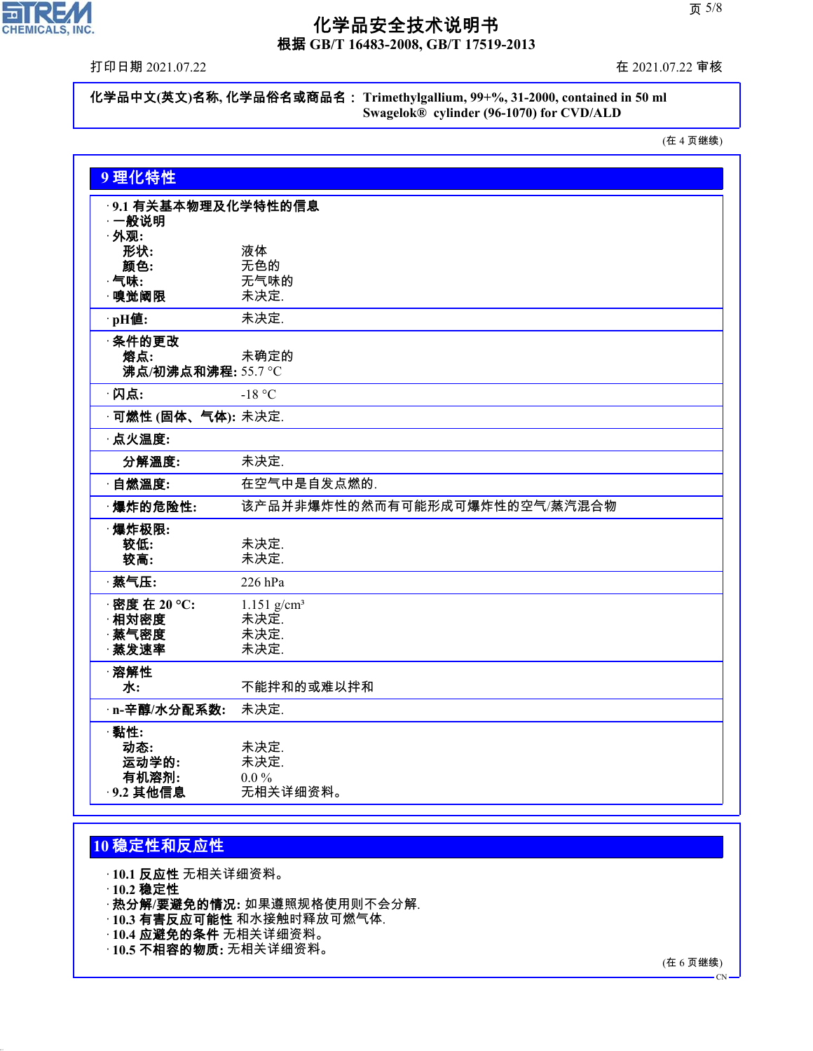化学品中文(英文)名称, 化学品俗名或商品名： Trimethylgallium, 99+%, 31-2000, contained in 50 ml Swagelok® cylinder (96-1070) for CVD/ALD

(在 4 页继续)

## 9 理化特性

· **9.1 有关基本物理及化学特性的信息**
· **一般说明**
· **外观:**

| | |
|---|---|
| **形状:** | 液体 |
| **颜色:** | 无色的 |
| · **气味:** | 无气味的 |
| · **嗅觉阈限** | 未决定. |
| · **pH值:** | 未决定. |
| · **条件的更改** | |
| **熔点:** | 未确定的 |
| **沸点/初沸点和沸程:** | 55.7 °C |
| · **闪点:** | -18 °C |
| · **可燃性 (固体、气体):** | 未决定. |
| · **点火温度:** | |
| **分解温度:** | 未决定. |
| · **自燃温度:** | 在空气中是自发点燃的. |
| · **爆炸的危险性:** | 该产品并非爆炸性的然而有可能形成可爆炸性的空气/蒸汽混合物 |
| · **爆炸极限:** | |
| **较低:** | 未决定. |
| **较高:** | 未决定. |
| · **蒸气压:** | 226 hPa |
| · **密度 在 20 °C:** | 1.151 g/cm³ |
| · **相对密度** | 未决定. |
| · **蒸气密度** | 未决定. |
| · **蒸发速率** | 未决定. |
| · **溶解性** | |
| **水:** | 不能拌和的或难以拌和 |
| · **n-辛醇/水分配系数:** | 未决定. |
| · **黏性:** | |
| **动态:** | 未决定. |
| **运动学的:** | 未决定. |
| **有机溶剂:** | 0.0 % |
| · **9.2 其他信息** | 无相关详细资料。 |

## 10 稳定性和反应性

· **10.1 反应性** 无相关详细资料。
· **10.2 稳定性**
· **热分解/要避免的情况:** 如果遵照规格使用则不会分解.
· **10.3 有害反应可能性** 和水接触时释放可燃气体.
· **10.4 应避免的条件** 无相关详细资料。
· **10.5 不相容的物质:** 无相关详细资料。

(在 6 页继续)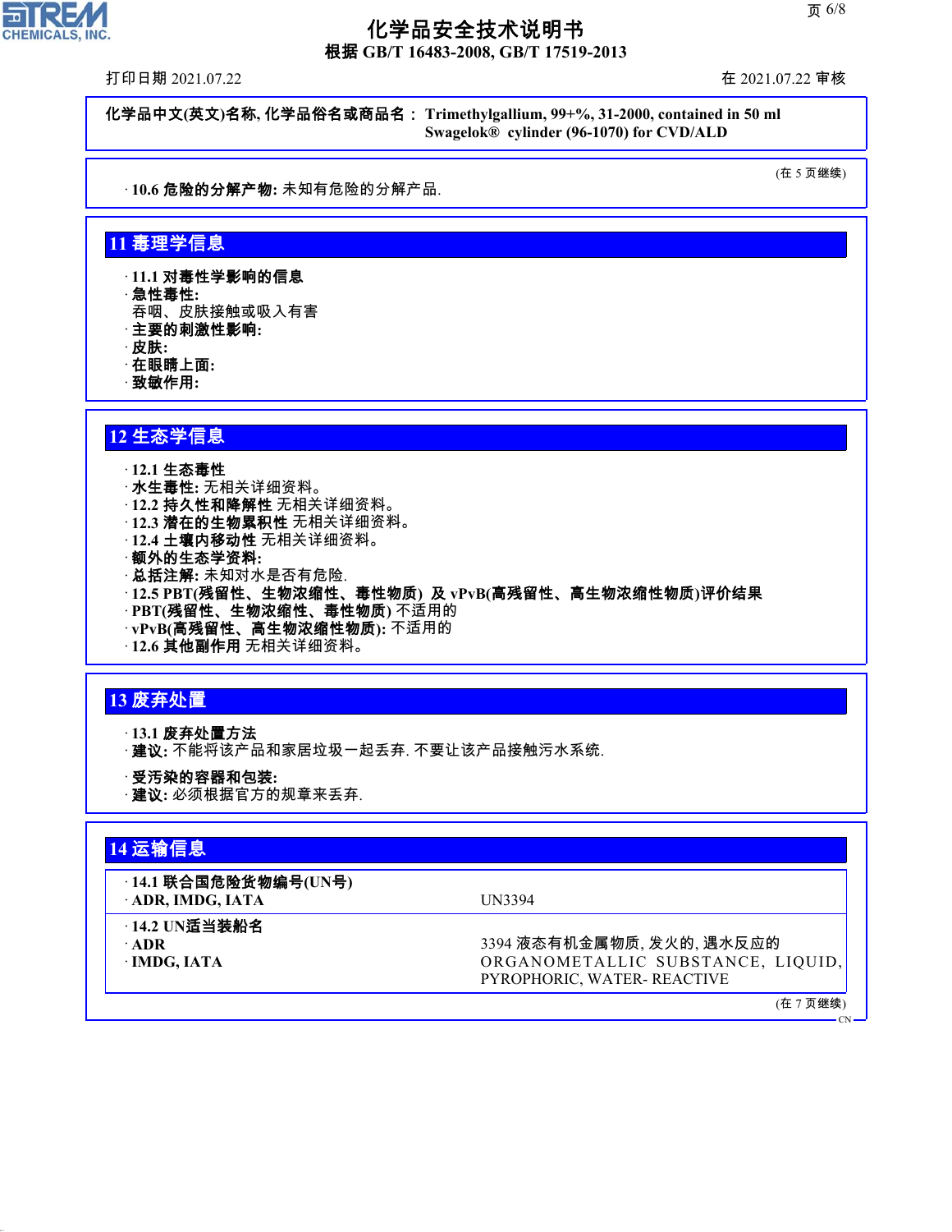化学品中文(英文)名称, 化学品俗名或商品名： Trimethylgallium, 99+%, 31-2000, contained in 50 ml Swagelok® cylinder (96-1070) for CVD/ALD

(在 5 页继续)

· **10.6 危险的分解产物:** 未知有危险的分解产品.

## 11 毒理学信息

· **11.1 对毒性学影响的信息**
· **急性毒性:**
吞咽、皮肤接触或吸入有害
· **主要的刺激性影响:**
· **皮肤:**
· **在眼睛上面:**
· **致敏作用:**

## 12 生态学信息

· **12.1 生态毒性**
· **水生毒性:** 无相关详细资料。
· **12.2 持久性和降解性** 无相关详细资料。
· **12.3 潜在的生物累积性** 无相关详细资料。
· **12.4 土壤内移动性** 无相关详细资料。
· **额外的生态学资料:**
· **总括注解:** 未知对水是否有危险.
· **12.5 PBT(残留性、生物浓缩性、毒性物质) 及 vPvB(高残留性、高生物浓缩性物质)评价结果**
· **PBT(残留性、生物浓缩性、毒性物质)** 不适用的
· **vPvB(高残留性、高生物浓缩性物质):** 不适用的
· **12.6 其他副作用** 无相关详细资料。

## 13 废弃处置

· **13.1 废弃处置方法**
· **建议:** 不能将该产品和家居垃圾一起丢弃. 不要让该产品接触污水系统.

· **受污染的容器和包装:**
· **建议:** 必须根据官方的规章来丢弃.

## 14 运输信息

| | |
|---|---|
| · **14.1 联合国危险货物编号(UN号)** | |
| · **ADR, IMDG, IATA** | UN3394 |
| · **14.2 UN适当装船名** | |
| · **ADR** | 3394 液态有机金属物质, 发火的, 遇水反应的 |
| · **IMDG, IATA** | ORGANOMETALLIC SUBSTANCE, LIQUID, PYROPHORIC, WATER- REACTIVE |

(在 7 页继续)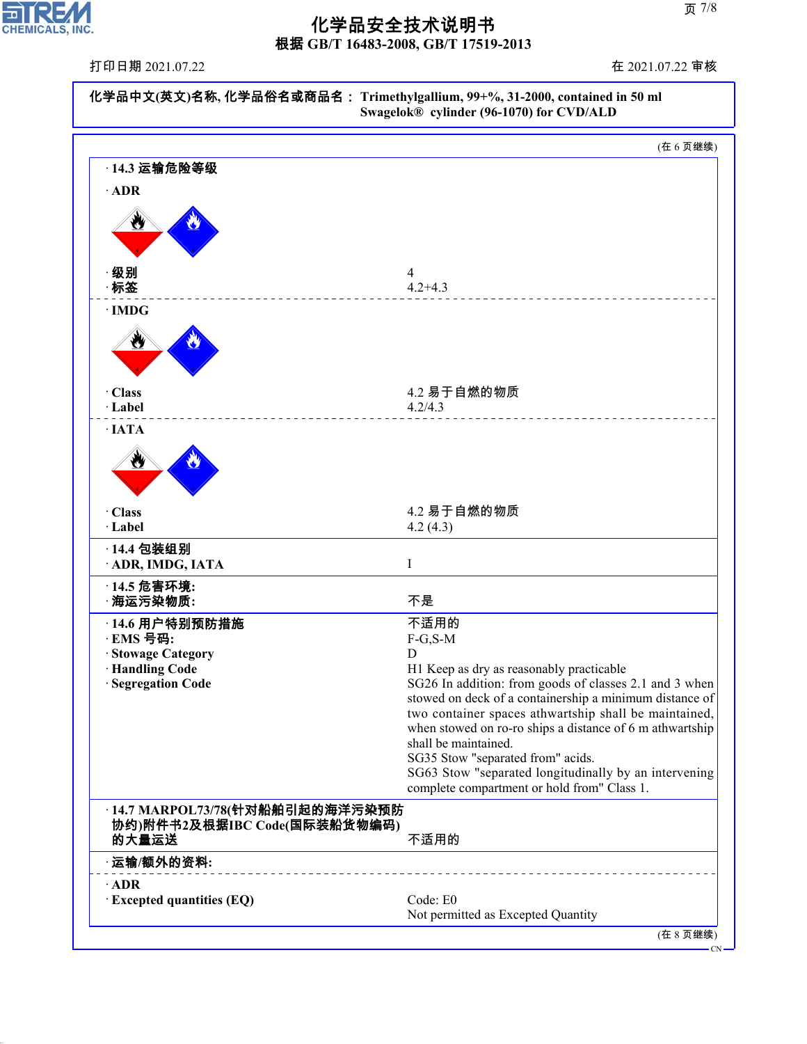化学品中文(英文)名称, 化学品俗名或商品名： Trimethylgallium, 99+%, 31-2000, contained in 50 ml Swagelok® cylinder (96-1070) for CVD/ALD

(在 6 页继续)

· **14.3 运输危险等级**

· **ADR**

| | |
|---|---|
| · **级别** | 4 |
| · **标签** | 4.2+4.3 |

· **IMDG**

| | |
|---|---|
| · **Class** | 4.2 易于自燃的物质 |
| · **Label** | 4.2/4.3 |

· **IATA**

| | |
|---|---|
| · **Class** | 4.2 易于自燃的物质 |
| · **Label** | 4.2 (4.3) |

| | |
|---|---|
| · **14.4 包装组别** | |
| · **ADR, IMDG, IATA** | I |

| | |
|---|---|
| · **14.5 危害环境:** | |
| · **海运污染物质:** | 不是 |

| | |
|---|---|
| · **14.6 用户特别预防措施** | 不适用的 |
| · **EMS 号码:** | F-G,S-M |
| · **Stowage Category** | D |
| · **Handling Code** | H1 Keep as dry as reasonably practicable |
| · **Segregation Code** | SG26 In addition: from goods of classes 2.1 and 3 when stowed on deck of a containership a minimum distance of two container spaces athwartship shall be maintained, when stowed on ro-ro ships a distance of 6 m athwartship shall be maintained. SG35 Stow "separated from" acids. SG63 Stow "separated longitudinally by an intervening complete compartment or hold from" Class 1. |

| | |
|---|---|
| · **14.7 MARPOL73/78(针对船舶引起的海洋污染预防协约)附件书2及根据IBC Code(国际装船货物编码)的大量运送** | 不适用的 |

· **运输/额外的资料:**

| | |
|---|---|
| · **ADR** | |
| · **Excepted quantities (EQ)** | Code: E0<br>Not permitted as Excepted Quantity |

(在 8 页继续)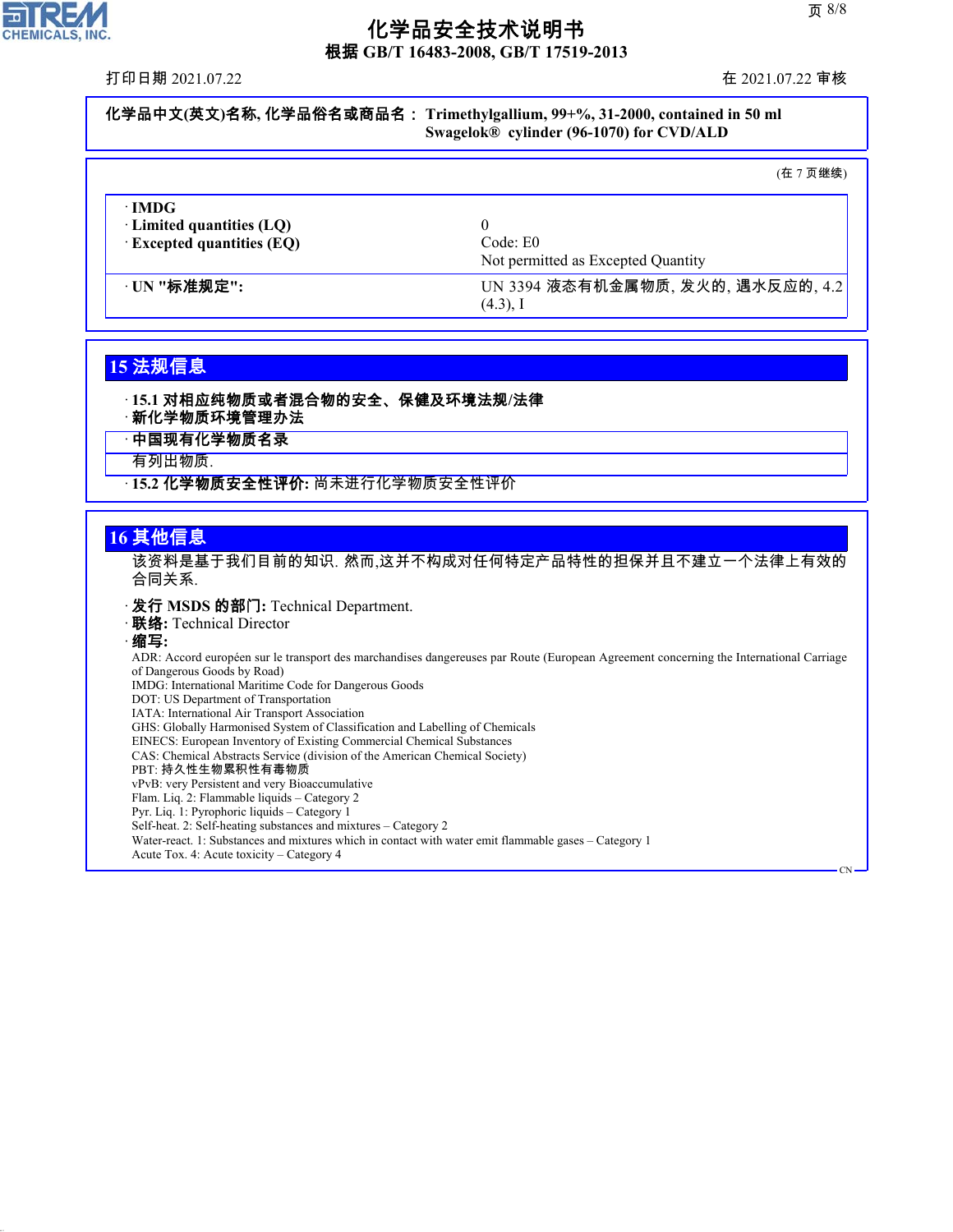化学品中文(英文)名称, 化学品俗名或商品名： Trimethylgallium, 99+%, 31-2000, contained in 50 ml Swagelok® cylinder (96-1070) for CVD/ALD

(在 7 页继续)

| | |
|---|---|
| · IMDG | |
| · Limited quantities (LQ) | 0 |
| · Excepted quantities (EQ) | Code: E0<br>Not permitted as Excepted Quantity |
| · UN "标准规定": | UN 3394 液态有机金属物质, 发火的, 遇水反应的, 4.2 (4.3), I |

## 15 法规信息

· **15.1 对相应纯物质或者混合物的安全、保健及环境法规/法律**

· **新化学物质环境管理办法**

· **中国现有化学物质名录**

有列出物质.

· **15.2 化学物质安全性评价:** 尚未进行化学物质安全性评价

## 16 其他信息

该资料是基于我们目前的知识. 然而,这并不构成对任何特定产品特性的担保并且不建立一个法律上有效的合同关系.

· **发行 MSDS 的部门:** Technical Department.

· **联络:** Technical Director

· **缩写:**

ADR: Accord européen sur le transport des marchandises dangereuses par Route (European Agreement concerning the International Carriage of Dangerous Goods by Road)
IMDG: International Maritime Code for Dangerous Goods
DOT: US Department of Transportation
IATA: International Air Transport Association
GHS: Globally Harmonised System of Classification and Labelling of Chemicals
EINECS: European Inventory of Existing Commercial Chemical Substances
CAS: Chemical Abstracts Service (division of the American Chemical Society)
PBT: 持久性生物累积性有毒物质
vPvB: very Persistent and very Bioaccumulative
Flam. Liq. 2: Flammable liquids – Category 2
Pyr. Liq. 1: Pyrophoric liquids – Category 1
Self-heat. 2: Self-heating substances and mixtures – Category 2
Water-react. 1: Substances and mixtures which in contact with water emit flammable gases – Category 1
Acute Tox. 4: Acute toxicity – Category 4